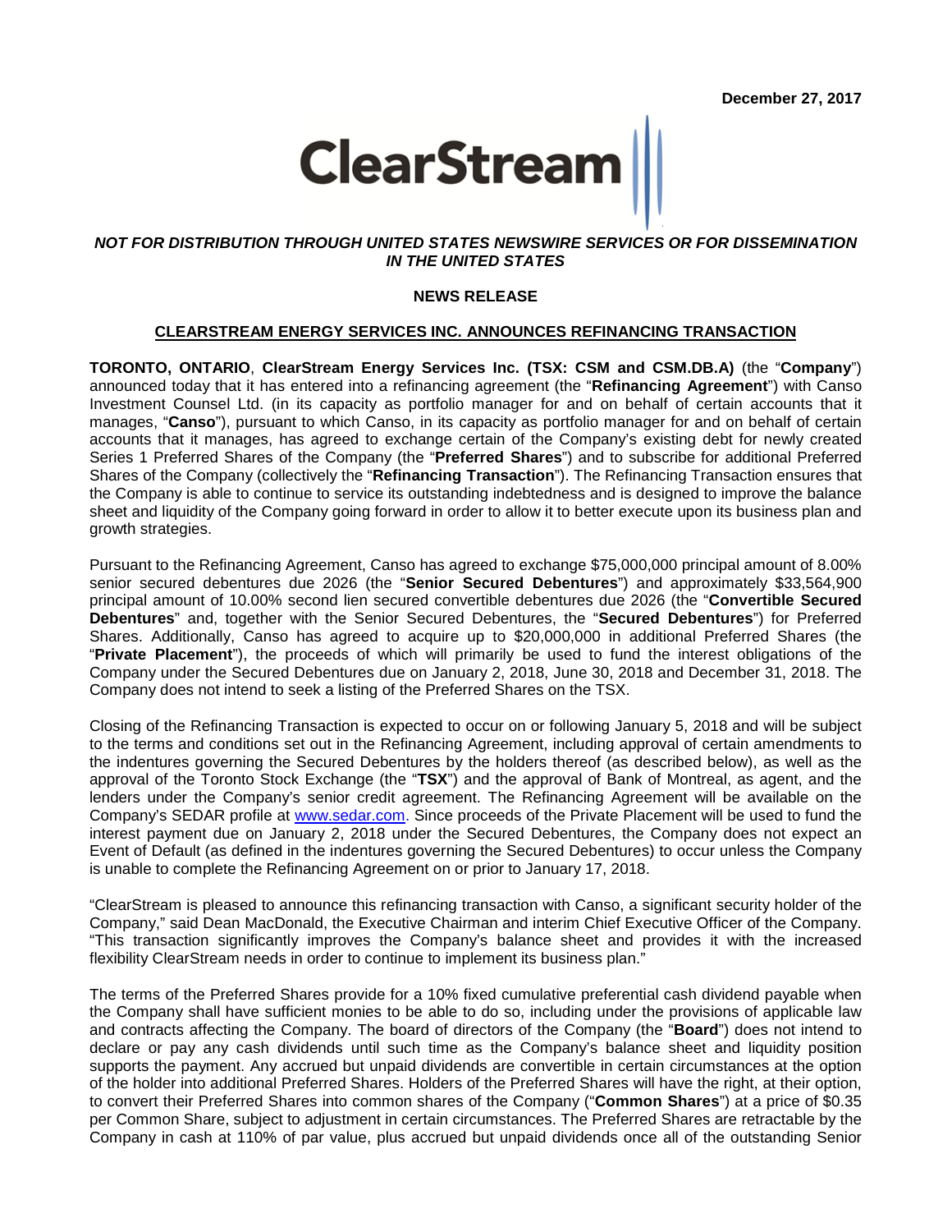**December 27, 2017**

ClearStream

*NOT FOR DISTRIBUTION THROUGH UNITED STATES NEWSWIRE SERVICES OR FOR DISSEMINATION IN THE UNITED STATES*

**NEWS RELEASE**

## CLEARSTREAM ENERGY SERVICES INC. ANNOUNCES REFINANCING TRANSACTION

**TORONTO, ONTARIO**, **ClearStream Energy Services Inc. (TSX: CSM and CSM.DB.A)** (the "**Company**") announced today that it has entered into a refinancing agreement (the "**Refinancing Agreement**") with Canso Investment Counsel Ltd. (in its capacity as portfolio manager for and on behalf of certain accounts that it manages, "**Canso**"), pursuant to which Canso, in its capacity as portfolio manager for and on behalf of certain accounts that it manages, has agreed to exchange certain of the Company's existing debt for newly created Series 1 Preferred Shares of the Company (the "**Preferred Shares**") and to subscribe for additional Preferred Shares of the Company (collectively the "**Refinancing Transaction**"). The Refinancing Transaction ensures that the Company is able to continue to service its outstanding indebtedness and is designed to improve the balance sheet and liquidity of the Company going forward in order to allow it to better execute upon its business plan and growth strategies.

Pursuant to the Refinancing Agreement, Canso has agreed to exchange $75,000,000 principal amount of 8.00% senior secured debentures due 2026 (the "**Senior Secured Debentures**") and approximately $33,564,900 principal amount of 10.00% second lien secured convertible debentures due 2026 (the "**Convertible Secured Debentures**" and, together with the Senior Secured Debentures, the "**Secured Debentures**") for Preferred Shares. Additionally, Canso has agreed to acquire up to $20,000,000 in additional Preferred Shares (the "**Private Placement**"), the proceeds of which will primarily be used to fund the interest obligations of the Company under the Secured Debentures due on January 2, 2018, June 30, 2018 and December 31, 2018. The Company does not intend to seek a listing of the Preferred Shares on the TSX.

Closing of the Refinancing Transaction is expected to occur on or following January 5, 2018 and will be subject to the terms and conditions set out in the Refinancing Agreement, including approval of certain amendments to the indentures governing the Secured Debentures by the holders thereof (as described below), as well as the approval of the Toronto Stock Exchange (the "**TSX**") and the approval of Bank of Montreal, as agent, and the lenders under the Company's senior credit agreement. The Refinancing Agreement will be available on the Company's SEDAR profile at [www.sedar.com](http://www.sedar.com). Since proceeds of the Private Placement will be used to fund the interest payment due on January 2, 2018 under the Secured Debentures, the Company does not expect an Event of Default (as defined in the indentures governing the Secured Debentures) to occur unless the Company is unable to complete the Refinancing Agreement on or prior to January 17, 2018.

"ClearStream is pleased to announce this refinancing transaction with Canso, a significant security holder of the Company," said Dean MacDonald, the Executive Chairman and interim Chief Executive Officer of the Company. "This transaction significantly improves the Company's balance sheet and provides it with the increased flexibility ClearStream needs in order to continue to implement its business plan."

The terms of the Preferred Shares provide for a 10% fixed cumulative preferential cash dividend payable when the Company shall have sufficient monies to be able to do so, including under the provisions of applicable law and contracts affecting the Company. The board of directors of the Company (the "**Board**") does not intend to declare or pay any cash dividends until such time as the Company's balance sheet and liquidity position supports the payment. Any accrued but unpaid dividends are convertible in certain circumstances at the option of the holder into additional Preferred Shares. Holders of the Preferred Shares will have the right, at their option, to convert their Preferred Shares into common shares of the Company ("**Common Shares**") at a price of $0.35 per Common Share, subject to adjustment in certain circumstances. The Preferred Shares are retractable by the Company in cash at 110% of par value, plus accrued but unpaid dividends once all of the outstanding Senior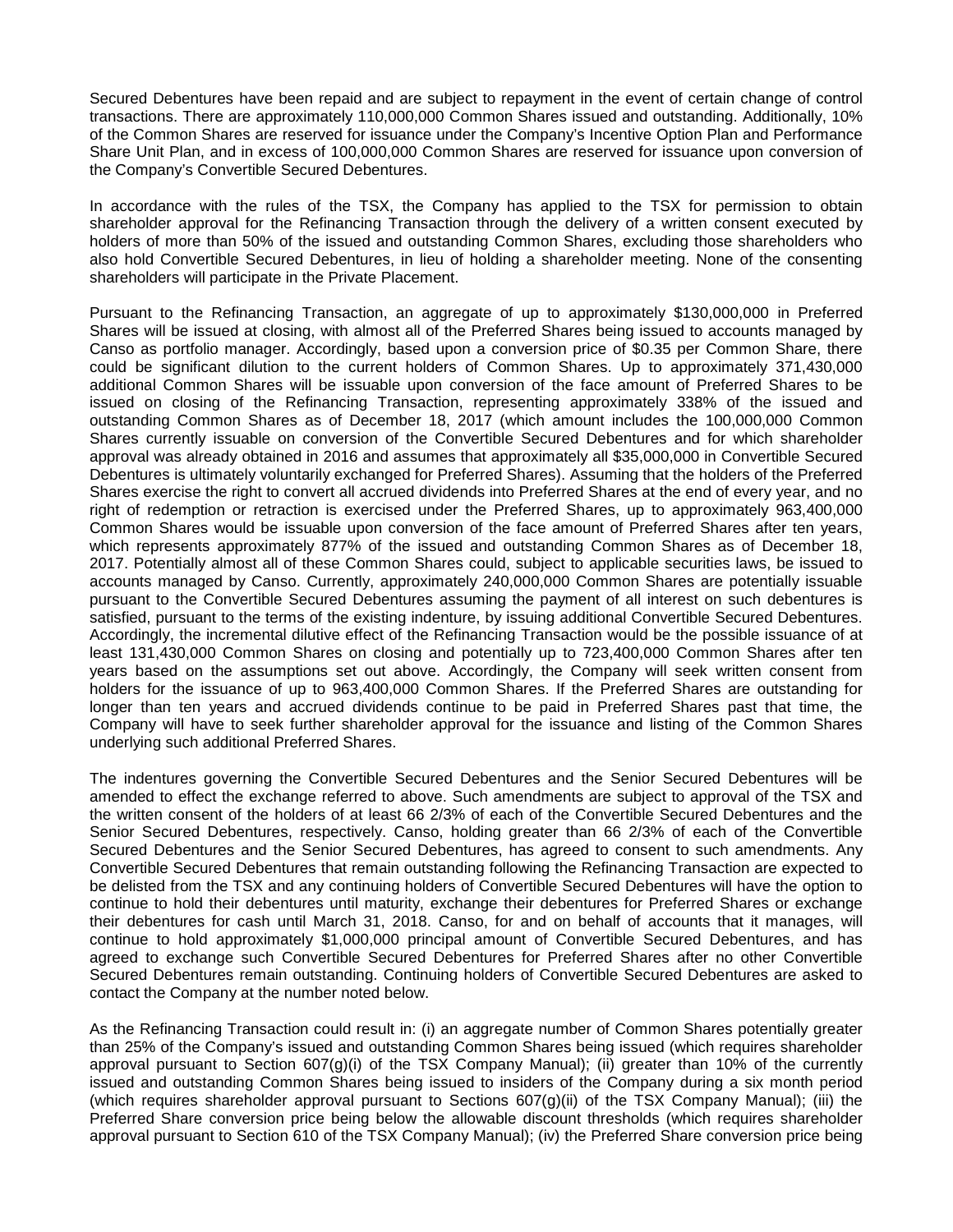Secured Debentures have been repaid and are subject to repayment in the event of certain change of control transactions. There are approximately 110,000,000 Common Shares issued and outstanding. Additionally, 10% of the Common Shares are reserved for issuance under the Company's Incentive Option Plan and Performance Share Unit Plan, and in excess of 100,000,000 Common Shares are reserved for issuance upon conversion of the Company's Convertible Secured Debentures.

In accordance with the rules of the TSX, the Company has applied to the TSX for permission to obtain shareholder approval for the Refinancing Transaction through the delivery of a written consent executed by holders of more than 50% of the issued and outstanding Common Shares, excluding those shareholders who also hold Convertible Secured Debentures, in lieu of holding a shareholder meeting. None of the consenting shareholders will participate in the Private Placement.

Pursuant to the Refinancing Transaction, an aggregate of up to approximately $130,000,000 in Preferred Shares will be issued at closing, with almost all of the Preferred Shares being issued to accounts managed by Canso as portfolio manager. Accordingly, based upon a conversion price of $0.35 per Common Share, there could be significant dilution to the current holders of Common Shares. Up to approximately 371,430,000 additional Common Shares will be issuable upon conversion of the face amount of Preferred Shares to be issued on closing of the Refinancing Transaction, representing approximately 338% of the issued and outstanding Common Shares as of December 18, 2017 (which amount includes the 100,000,000 Common Shares currently issuable on conversion of the Convertible Secured Debentures and for which shareholder approval was already obtained in 2016 and assumes that approximately all $35,000,000 in Convertible Secured Debentures is ultimately voluntarily exchanged for Preferred Shares). Assuming that the holders of the Preferred Shares exercise the right to convert all accrued dividends into Preferred Shares at the end of every year, and no right of redemption or retraction is exercised under the Preferred Shares, up to approximately 963,400,000 Common Shares would be issuable upon conversion of the face amount of Preferred Shares after ten years, which represents approximately 877% of the issued and outstanding Common Shares as of December 18, 2017. Potentially almost all of these Common Shares could, subject to applicable securities laws, be issued to accounts managed by Canso. Currently, approximately 240,000,000 Common Shares are potentially issuable pursuant to the Convertible Secured Debentures assuming the payment of all interest on such debentures is satisfied, pursuant to the terms of the existing indenture, by issuing additional Convertible Secured Debentures. Accordingly, the incremental dilutive effect of the Refinancing Transaction would be the possible issuance of at least 131,430,000 Common Shares on closing and potentially up to 723,400,000 Common Shares after ten years based on the assumptions set out above. Accordingly, the Company will seek written consent from holders for the issuance of up to 963,400,000 Common Shares. If the Preferred Shares are outstanding for longer than ten years and accrued dividends continue to be paid in Preferred Shares past that time, the Company will have to seek further shareholder approval for the issuance and listing of the Common Shares underlying such additional Preferred Shares.

The indentures governing the Convertible Secured Debentures and the Senior Secured Debentures will be amended to effect the exchange referred to above. Such amendments are subject to approval of the TSX and the written consent of the holders of at least 66 2/3% of each of the Convertible Secured Debentures and the Senior Secured Debentures, respectively. Canso, holding greater than 66 2/3% of each of the Convertible Secured Debentures and the Senior Secured Debentures, has agreed to consent to such amendments. Any Convertible Secured Debentures that remain outstanding following the Refinancing Transaction are expected to be delisted from the TSX and any continuing holders of Convertible Secured Debentures will have the option to continue to hold their debentures until maturity, exchange their debentures for Preferred Shares or exchange their debentures for cash until March 31, 2018. Canso, for and on behalf of accounts that it manages, will continue to hold approximately $1,000,000 principal amount of Convertible Secured Debentures, and has agreed to exchange such Convertible Secured Debentures for Preferred Shares after no other Convertible Secured Debentures remain outstanding. Continuing holders of Convertible Secured Debentures are asked to contact the Company at the number noted below.

As the Refinancing Transaction could result in: (i) an aggregate number of Common Shares potentially greater than 25% of the Company's issued and outstanding Common Shares being issued (which requires shareholder approval pursuant to Section 607(g)(i) of the TSX Company Manual); (ii) greater than 10% of the currently issued and outstanding Common Shares being issued to insiders of the Company during a six month period (which requires shareholder approval pursuant to Sections 607(g)(ii) of the TSX Company Manual); (iii) the Preferred Share conversion price being below the allowable discount thresholds (which requires shareholder approval pursuant to Section 610 of the TSX Company Manual); (iv) the Preferred Share conversion price being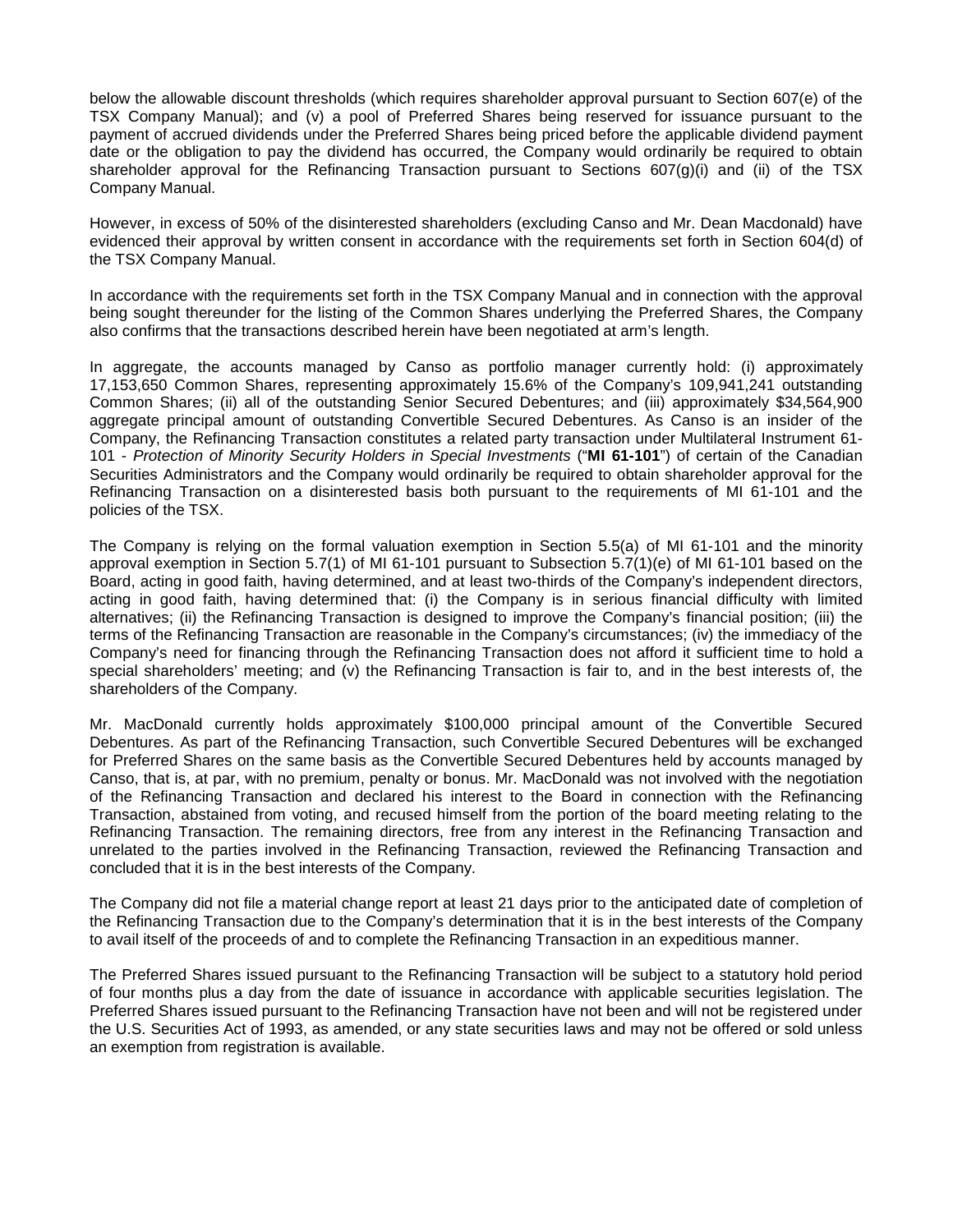below the allowable discount thresholds (which requires shareholder approval pursuant to Section 607(e) of the TSX Company Manual); and (v) a pool of Preferred Shares being reserved for issuance pursuant to the payment of accrued dividends under the Preferred Shares being priced before the applicable dividend payment date or the obligation to pay the dividend has occurred, the Company would ordinarily be required to obtain shareholder approval for the Refinancing Transaction pursuant to Sections 607(g)(i) and (ii) of the TSX Company Manual.

However, in excess of 50% of the disinterested shareholders (excluding Canso and Mr. Dean Macdonald) have evidenced their approval by written consent in accordance with the requirements set forth in Section 604(d) of the TSX Company Manual.

In accordance with the requirements set forth in the TSX Company Manual and in connection with the approval being sought thereunder for the listing of the Common Shares underlying the Preferred Shares, the Company also confirms that the transactions described herein have been negotiated at arm's length.

In aggregate, the accounts managed by Canso as portfolio manager currently hold: (i) approximately 17,153,650 Common Shares, representing approximately 15.6% of the Company's 109,941,241 outstanding Common Shares; (ii) all of the outstanding Senior Secured Debentures; and (iii) approximately $34,564,900 aggregate principal amount of outstanding Convertible Secured Debentures. As Canso is an insider of the Company, the Refinancing Transaction constitutes a related party transaction under Multilateral Instrument 61-101 - *Protection of Minority Security Holders in Special Investments* ("**MI 61-101**") of certain of the Canadian Securities Administrators and the Company would ordinarily be required to obtain shareholder approval for the Refinancing Transaction on a disinterested basis both pursuant to the requirements of MI 61-101 and the policies of the TSX.

The Company is relying on the formal valuation exemption in Section 5.5(a) of MI 61-101 and the minority approval exemption in Section 5.7(1) of MI 61-101 pursuant to Subsection 5.7(1)(e) of MI 61-101 based on the Board, acting in good faith, having determined, and at least two-thirds of the Company's independent directors, acting in good faith, having determined that: (i) the Company is in serious financial difficulty with limited alternatives; (ii) the Refinancing Transaction is designed to improve the Company's financial position; (iii) the terms of the Refinancing Transaction are reasonable in the Company's circumstances; (iv) the immediacy of the Company's need for financing through the Refinancing Transaction does not afford it sufficient time to hold a special shareholders' meeting; and (v) the Refinancing Transaction is fair to, and in the best interests of, the shareholders of the Company.

Mr. MacDonald currently holds approximately $100,000 principal amount of the Convertible Secured Debentures. As part of the Refinancing Transaction, such Convertible Secured Debentures will be exchanged for Preferred Shares on the same basis as the Convertible Secured Debentures held by accounts managed by Canso, that is, at par, with no premium, penalty or bonus. Mr. MacDonald was not involved with the negotiation of the Refinancing Transaction and declared his interest to the Board in connection with the Refinancing Transaction, abstained from voting, and recused himself from the portion of the board meeting relating to the Refinancing Transaction. The remaining directors, free from any interest in the Refinancing Transaction and unrelated to the parties involved in the Refinancing Transaction, reviewed the Refinancing Transaction and concluded that it is in the best interests of the Company.

The Company did not file a material change report at least 21 days prior to the anticipated date of completion of the Refinancing Transaction due to the Company's determination that it is in the best interests of the Company to avail itself of the proceeds of and to complete the Refinancing Transaction in an expeditious manner.

The Preferred Shares issued pursuant to the Refinancing Transaction will be subject to a statutory hold period of four months plus a day from the date of issuance in accordance with applicable securities legislation. The Preferred Shares issued pursuant to the Refinancing Transaction have not been and will not be registered under the U.S. Securities Act of 1993, as amended, or any state securities laws and may not be offered or sold unless an exemption from registration is available.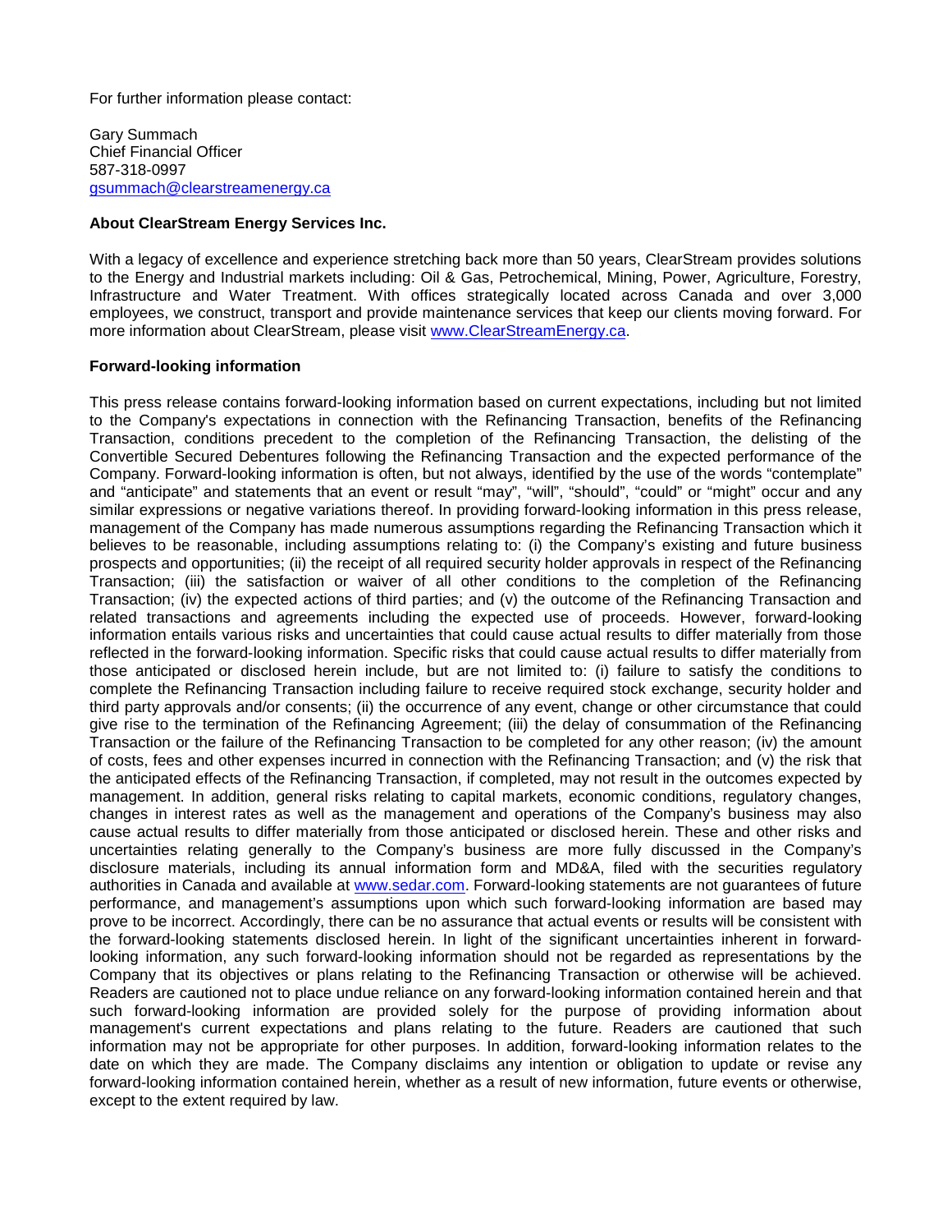For further information please contact:

Gary Summach
Chief Financial Officer
587-318-0997
gsummach@clearstreamenergy.ca

**About ClearStream Energy Services Inc.**

With a legacy of excellence and experience stretching back more than 50 years, ClearStream provides solutions to the Energy and Industrial markets including: Oil & Gas, Petrochemical, Mining, Power, Agriculture, Forestry, Infrastructure and Water Treatment. With offices strategically located across Canada and over 3,000 employees, we construct, transport and provide maintenance services that keep our clients moving forward. For more information about ClearStream, please visit www.ClearStreamEnergy.ca.

**Forward-looking information**

This press release contains forward-looking information based on current expectations, including but not limited to the Company's expectations in connection with the Refinancing Transaction, benefits of the Refinancing Transaction, conditions precedent to the completion of the Refinancing Transaction, the delisting of the Convertible Secured Debentures following the Refinancing Transaction and the expected performance of the Company. Forward-looking information is often, but not always, identified by the use of the words "contemplate" and "anticipate" and statements that an event or result "may", "will", "should", "could" or "might" occur and any similar expressions or negative variations thereof. In providing forward-looking information in this press release, management of the Company has made numerous assumptions regarding the Refinancing Transaction which it believes to be reasonable, including assumptions relating to: (i) the Company's existing and future business prospects and opportunities; (ii) the receipt of all required security holder approvals in respect of the Refinancing Transaction; (iii) the satisfaction or waiver of all other conditions to the completion of the Refinancing Transaction; (iv) the expected actions of third parties; and (v) the outcome of the Refinancing Transaction and related transactions and agreements including the expected use of proceeds. However, forward-looking information entails various risks and uncertainties that could cause actual results to differ materially from those reflected in the forward-looking information. Specific risks that could cause actual results to differ materially from those anticipated or disclosed herein include, but are not limited to: (i) failure to satisfy the conditions to complete the Refinancing Transaction including failure to receive required stock exchange, security holder and third party approvals and/or consents; (ii) the occurrence of any event, change or other circumstance that could give rise to the termination of the Refinancing Agreement; (iii) the delay of consummation of the Refinancing Transaction or the failure of the Refinancing Transaction to be completed for any other reason; (iv) the amount of costs, fees and other expenses incurred in connection with the Refinancing Transaction; and (v) the risk that the anticipated effects of the Refinancing Transaction, if completed, may not result in the outcomes expected by management. In addition, general risks relating to capital markets, economic conditions, regulatory changes, changes in interest rates as well as the management and operations of the Company's business may also cause actual results to differ materially from those anticipated or disclosed herein. These and other risks and uncertainties relating generally to the Company's business are more fully discussed in the Company's disclosure materials, including its annual information form and MD&A, filed with the securities regulatory authorities in Canada and available at www.sedar.com. Forward-looking statements are not guarantees of future performance, and management's assumptions upon which such forward-looking information are based may prove to be incorrect. Accordingly, there can be no assurance that actual events or results will be consistent with the forward-looking statements disclosed herein. In light of the significant uncertainties inherent in forward-looking information, any such forward-looking information should not be regarded as representations by the Company that its objectives or plans relating to the Refinancing Transaction or otherwise will be achieved. Readers are cautioned not to place undue reliance on any forward-looking information contained herein and that such forward-looking information are provided solely for the purpose of providing information about management's current expectations and plans relating to the future. Readers are cautioned that such information may not be appropriate for other purposes. In addition, forward-looking information relates to the date on which they are made. The Company disclaims any intention or obligation to update or revise any forward-looking information contained herein, whether as a result of new information, future events or otherwise, except to the extent required by law.